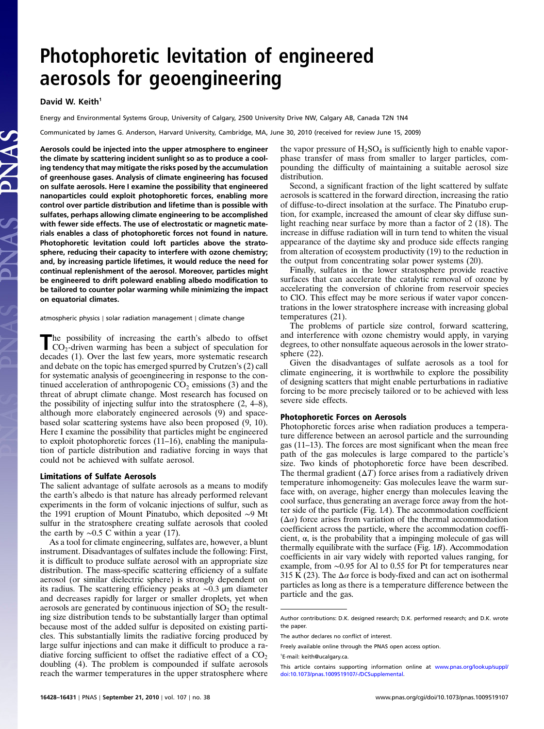# Photophoretic levitation of engineered aerosols for geoengineering

**David W. Keith[1]**

Energy and Environmental Systems Group, University of Calgary, 2500 University Drive NW, Calgary AB, Canada T2N 1N4

Communicated by James G. Anderson, Harvard University, Cambridge, MA, June 30, 2010 (received for review June 15, 2009)

**Aerosols could be injected into the upper atmosphere to engineer the climate by scattering incident sunlight so as to produce a cooling tendency that may mitigate the risks posed by the accumulation of greenhouse gases. Analysis of climate engineering has focused on sulfate aerosols. Here I examine the possibility that engineered nanoparticles could exploit photophoretic forces, enabling more control over particle distribution and lifetime than is possible with sulfates, perhaps allowing climate engineering to be accomplished with fewer side effects. The use of electrostatic or magnetic materials enables a class of photophoretic forces not found in nature. Photophoretic levitation could loft particles above the stratosphere, reducing their capacity to interfere with ozone chemistry; and, by increasing particle lifetimes, it would reduce the need for continual replenishment of the aerosol. Moreover, particles might be engineered to drift poleward enabling albedo modification to be tailored to counter polar warming while minimizing the impact on equatorial climates.**

atmospheric physics | solar radiation management | climate change

The possibility of increasing the earth's albedo to offset $CO_2$-driven warming has been a subject of speculation for decades (1). Over the last few years, more systematic research and debate on the topic has emerged spurred by Crutzen's (2) call for systematic analysis of geoengineering in response to the continued acceleration of anthropogenic $CO_2$ emissions (3) and the threat of abrupt climate change. Most research has focused on the possibility of injecting sulfur into the stratosphere (2, 4–8), although more elaborately engineered aerosols (9) and space-based solar scattering systems have also been proposed (9, 10). Here I examine the possibility that particles might be engineered to exploit photophoretic forces (11–16), enabling the manipulation of particle distribution and radiative forcing in ways that could not be achieved with sulfate aerosol.

## Limitations of Sulfate Aerosols

The salient advantage of sulfate aerosols as a means to modify the earth's albedo is that nature has already performed relevant experiments in the form of volcanic injections of sulfur, such as the 1991 eruption of Mount Pinatubo, which deposited ∼9 Mt sulfur in the stratosphere creating sulfate aerosols that cooled the earth by ∼0.5 C within a year (17).

As a tool for climate engineering, sulfates are, however, a blunt instrument. Disadvantages of sulfates include the following: First, it is difficult to produce sulfate aerosol with an appropriate size distribution. The mass-specific scattering efficiency of a sulfate aerosol (or similar dielectric sphere) is strongly dependent on its radius. The scattering efficiency peaks at ∼0.3 μm diameter and decreases rapidly for larger or smaller droplets, yet when aerosols are generated by continuous injection of $SO_2$ the resulting size distribution tends to be substantially larger than optimal because most of the added sulfur is deposited on existing particles. This substantially limits the radiative forcing produced by large sulfur injections and can make it difficult to produce a radiative forcing sufficient to offset the radiative effect of a $CO_2$ doubling (4). The problem is compounded if sulfate aerosols reach the warmer temperatures in the upper stratosphere where the vapor pressure of $H_2SO_4$ is sufficiently high to enable vapor-phase transfer of mass from smaller to larger particles, compounding the difficulty of maintaining a suitable aerosol size distribution.

Second, a significant fraction of the light scattered by sulfate aerosols is scattered in the forward direction, increasing the ratio of diffuse-to-direct insolation at the surface. The Pinatubo eruption, for example, increased the amount of clear sky diffuse sunlight reaching near surface by more than a factor of 2 (18). The increase in diffuse radiation will in turn tend to whiten the visual appearance of the daytime sky and produce side effects ranging from alteration of ecosystem productivity (19) to the reduction in the output from concentrating solar power systems (20).

Finally, sulfates in the lower stratosphere provide reactive surfaces that can accelerate the catalytic removal of ozone by accelerating the conversion of chlorine from reservoir species to ClO. This effect may be more serious if water vapor concentrations in the lower stratosphere increase with increasing global temperatures (21).

The problems of particle size control, forward scattering, and interference with ozone chemistry would apply, in varying degrees, to other nonsulfate aqueous aerosols in the lower stratosphere (22).

Given the disadvantages of sulfate aerosols as a tool for climate engineering, it is worthwhile to explore the possibility of designing scatters that might enable perturbations in radiative forcing to be more precisely tailored or to be achieved with less severe side effects.

## Photophoretic Forces on Aerosols

Photophoretic forces arise when radiation produces a temperature difference between an aerosol particle and the surrounding gas (11–13). The forces are most significant when the mean free path of the gas molecules is large compared to the particle's size. Two kinds of photophoretic force have been described. The thermal gradient ($\Delta T$) force arises from a radiatively driven temperature inhomogeneity: Gas molecules leave the warm surface with, on average, higher energy than molecules leaving the cool surface, thus generating an average force away from the hotter side of the particle (Fig. 1*A*). The accommodation coefficient ($\Delta\alpha$) force arises from variation of the thermal accommodation coefficient across the particle, where the accommodation coefficient, $\alpha$, is the probability that a impinging molecule of gas will thermally equilibrate with the surface (Fig. 1*B*). Accommodation coefficients in air vary widely with reported values ranging, for example, from ∼0.95 for Al to 0.55 for Pt for temperatures near 315 K (23). The $\Delta\alpha$ force is body-fixed and can act on isothermal particles as long as there is a temperature difference between the particle and the gas.

---

Author contributions: D.K. designed research; D.K. performed research; and D.K. wrote the paper.

The author declares no conflict of interest.

Freely available online through the PNAS open access option.

[1]E-mail: keith@ucalgary.ca.

This article contains supporting information online at www.pnas.org/lookup/suppl/doi:10.1073/pnas.1009519107/-/DCSupplemental.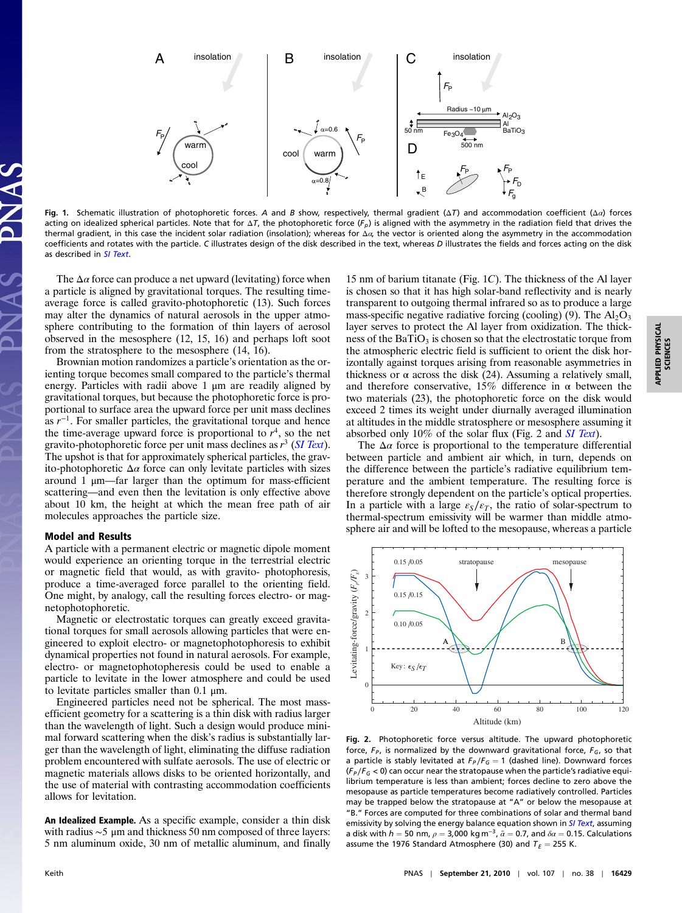**Fig. 1.** Schematic illustration of photophoretic forces. *A* and *B* show, respectively, thermal gradient ($\Delta T$) and accommodation coefficient ($\Delta\alpha$) forces acting on idealized spherical particles. Note that for $\Delta T$, the photophoretic force ($F_P$) is aligned with the asymmetry in the radiation field that drives the thermal gradient, in this case the incident solar radiation (insolation); whereas for $\Delta\alpha$, the vector is oriented along the asymmetry in the accommodation coefficients and rotates with the particle. *C* illustrates design of the disk described in the text, whereas *D* illustrates the fields and forces acting on the disk as described in *SI Text*.

The $\Delta\alpha$ force can produce a net upward (levitating) force when a particle is aligned by gravitational torques. The resulting time-average force is called gravito-photophoretic (13). Such forces may alter the dynamics of natural aerosols in the upper atmosphere contributing to the formation of aerosol observed in the mesosphere (12, 15, 16) and perhaps loft soot from the stratosphere to the mesosphere (14, 16).

Brownian motion randomizes a particle's orientation as the orienting torque becomes small compared to the particle's thermal energy. Particles with radii above 1 μm are readily aligned by gravitational torques, but because the photophoretic force is proportional to surface area the upward force per unit mass declines as $r^{-1}$. For smaller particles, the gravitational torque and hence the time-average upward force is proportional to $r^4$, so the net gravito-photophoretic force per unit mass declines as $r^3$ (*SI Text*). The upshot is that for approximately spherical particles, the gravito-photophoretic $\Delta\alpha$ force can only levitate particles with sizes around 1 μm—far larger than the optimum for mass-efficient scattering—and even then the levitation is only effective above about 10 km, the height at which the mean free path of air molecules approaches the particle size.

## Model and Results

A particle with a permanent electric or magnetic dipole moment would experience an orienting torque in the terrestrial electric or magnetic field that would, as with gravito- photophoresis, produce a time-averaged force parallel to the orienting field. One might, by analogy, call the resulting forces electro- or magnetophotophoretic.

Magnetic or electrostatic torques can greatly exceed gravitational torques for small aerosols allowing particles that were engineered to exploit electro- or magnetophotophoresis to exhibit dynamical properties not found in natural aerosols. For example, electro- or magnetophotophoresis could be used to enable a particle to levitate in the lower atmosphere and could be used to levitate particles smaller than 0.1 μm.

Engineered particles need not be spherical. The most mass-efficient geometry for a scattering is a thin disk with radius larger than the wavelength of light. Such a design would produce minimal forward scattering when the disk's radius is substantially larger than the wavelength of light, eliminating the diffuse radiation problem encountered with sulfate aerosols. The use of electric or magnetic materials allows disks to be oriented horizontally, and the use of material with contrasting accommodation coefficients allows for levitation.

**An Idealized Example.** As a specific example, consider a thin disk with radius ~5 μm and thickness 50 nm composed of three layers: 5 nm aluminum oxide, 30 nm of metallic aluminum, and finally 15 nm of barium titanate (Fig. 1*C*). The thickness of the Al layer is chosen so that it has high solar-band reflectivity and is nearly transparent to outgoing thermal infrared so as to produce a large mass-specific negative radiative forcing (cooling) (9). The $Al_2O_3$ layer serves to protect the Al layer from oxidization. The thickness of the $BaTiO_3$ is chosen so that the electrostatic torque from the atmospheric electric field is sufficient to orient the disk horizontally against torques arising from reasonable asymmetries in thickness or α across the disk (24). Assuming a relatively small, and therefore conservative, 15% difference in α between the two materials (23), the photophoretic force on the disk would exceed 2 times its weight under diurnally averaged illumination at altitudes in the middle stratosphere or mesosphere assuming it absorbed only 10% of the solar flux (Fig. 2 and *SI Text*).

The $\Delta\alpha$ force is proportional to the temperature differential between particle and ambient air which, in turn, depends on the difference between the particle's radiative equilibrium temperature and the ambient temperature. The resulting force is therefore strongly dependent on the particle's optical properties. In a particle with a large $\varepsilon_S/\varepsilon_T$, the ratio of solar-spectrum to thermal-spectrum emissivity will be warmer than middle atmosphere air and will be lofted to the mesopause, whereas a particle

**Fig. 2.** Photophoretic force versus altitude. The upward photophoretic force, $F_P$, is normalized by the downward gravitational force, $F_G$, so that a particle is stably levitated at $F_P/F_G = 1$ (dashed line). Downward forces ($F_P/F_G < 0$) can occur near the stratopause when the particle's radiative equilibrium temperature is less than ambient; forces decline to zero above the mesopause as particle temperatures become radiatively controlled. Particles may be trapped below the stratopause at "A" or below the mesopause at "B." Forces are computed for three combinations of solar and thermal band emissivity by solving the energy balance equation shown in *SI Text*, assuming a disk with $h = 50$ nm, $\rho = 3{,}000$ kg m$^{-3}$, $\bar{\alpha} = 0.7$, and $\delta\alpha = 0.15$. Calculations assume the 1976 Standard Atmosphere (30) and $T_E = 255$ K.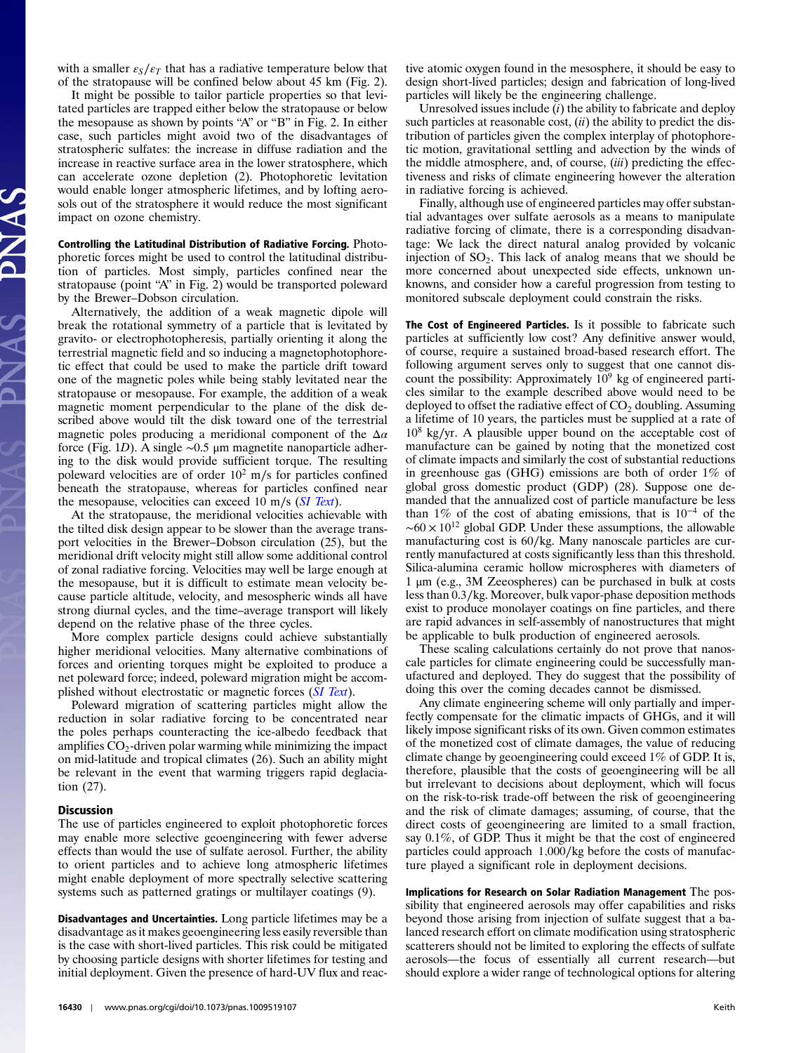with a smaller $\varepsilon_S/\varepsilon_T$ that has a radiative temperature below that of the stratopause will be confined below about 45 km (Fig. 2).

It might be possible to tailor particle properties so that levitated particles are trapped either below the stratopause or below the mesopause as shown by points "A" or "B" in Fig. 2. In either case, such particles might avoid two of the disadvantages of stratospheric sulfates: the increase in diffuse radiation and the increase in reactive surface area in the lower stratosphere, which can accelerate ozone depletion (2). Photophoretic levitation would enable longer atmospheric lifetimes, and by lofting aerosols out of the stratosphere it would reduce the most significant impact on ozone chemistry.

**Controlling the Latitudinal Distribution of Radiative Forcing.** Photophoretic forces might be used to control the latitudinal distribution of particles. Most simply, particles confined near the stratopause (point "A" in Fig. 2) would be transported poleward by the Brewer–Dobson circulation.

Alternatively, the addition of a weak magnetic dipole will break the rotational symmetry of a particle that is levitated by gravito- or electrophotophoresis, partially orienting it along the terrestrial magnetic field and so inducing a magnetophotophoretic effect that could be used to make the particle drift toward one of the magnetic poles while being stably levitated near the stratopause or mesopause. For example, the addition of a weak magnetic moment perpendicular to the plane of the disk described above would tilt the disk toward one of the terrestrial magnetic poles producing a meridional component of the $\Delta\alpha$ force (Fig. 1*D*). A single ~0.5 μm magnetite nanoparticle adhering to the disk would provide sufficient torque. The resulting poleward velocities are of order $10^2$ m/s for particles confined beneath the stratopause, whereas for particles confined near the mesopause, velocities can exceed 10 m/s (*SI Text*).

At the stratopause, the meridional velocities achievable with the tilted disk design appear to be slower than the average transport velocities in the Brewer–Dobson circulation (25), but the meridional drift velocity might still allow some additional control of zonal radiative forcing. Velocities may well be large enough at the mesopause, but it is difficult to estimate mean velocity because particle altitude, velocity, and mesospheric winds all have strong diurnal cycles, and the time–average transport will likely depend on the relative phase of the three cycles.

More complex particle designs could achieve substantially higher meridional velocities. Many alternative combinations of forces and orienting torques might be exploited to produce a net poleward force; indeed, poleward migration might be accomplished without electrostatic or magnetic forces (*SI Text*).

Poleward migration of scattering particles might allow the reduction in solar radiative forcing to be concentrated near the poles perhaps counteracting the ice-albedo feedback that amplifies $CO_2$-driven polar warming while minimizing the impact on mid-latitude and tropical climates (26). Such an ability might be relevant in the event that warming triggers rapid deglaciation (27).

## Discussion

The use of particles engineered to exploit photophoretic forces may enable more selective geoengineering with fewer adverse effects than would the use of sulfate aerosol. Further, the ability to orient particles and to achieve long atmospheric lifetimes might enable deployment of more spectrally selective scattering systems such as patterned gratings or multilayer coatings (9).

**Disadvantages and Uncertainties.** Long particle lifetimes may be a disadvantage as it makes geoengineering less easily reversible than is the case with short-lived particles. This risk could be mitigated by choosing particle designs with shorter lifetimes for testing and initial deployment. Given the presence of hard-UV flux and reactive atomic oxygen found in the mesosphere, it should be easy to design short-lived particles; design and fabrication of long-lived particles will likely be the engineering challenge.

Unresolved issues include (*i*) the ability to fabricate and deploy such particles at reasonable cost, (*ii*) the ability to predict the distribution of particles given the complex interplay of photophoretic motion, gravitational settling and advection by the winds of the middle atmosphere, and, of course, (*iii*) predicting the effectiveness and risks of climate engineering however the alteration in radiative forcing is achieved.

Finally, although use of engineered particles may offer substantial advantages over sulfate aerosols as a means to manipulate radiative forcing of climate, there is a corresponding disadvantage: We lack the direct natural analog provided by volcanic injection of $SO_2$. This lack of analog means that we should be more concerned about unexpected side effects, unknown unknowns, and consider how a careful progression from testing to monitored subscale deployment could constrain the risks.

**The Cost of Engineered Particles.** Is it possible to fabricate such particles at sufficiently low cost? Any definitive answer would, of course, require a sustained broad-based research effort. The following argument serves only to suggest that one cannot discount the possibility: Approximately $10^9$ kg of engineered particles similar to the example described above would need to be deployed to offset the radiative effect of $CO_2$ doubling. Assuming a lifetime of 10 years, the particles must be supplied at a rate of $10^8$ kg/yr. A plausible upper bound on the acceptable cost of manufacture can be gained by noting that the monetized cost of climate impacts and similarly the cost of substantial reductions in greenhouse gas (GHG) emissions are both of order 1% of global gross domestic product (GDP) (28). Suppose one demanded that the annualized cost of particle manufacture be less than 1% of the cost of abating emissions, that is $10^{-4}$ of the $\sim 60 \times 10^{12}$ global GDP. Under these assumptions, the allowable manufacturing cost is 60/kg. Many nanoscale particles are currently manufactured at costs significantly less than this threshold. Silica-alumina ceramic hollow microspheres with diameters of 1 μm (e.g., 3M Zeeospheres) can be purchased in bulk at costs less than 0.3/kg. Moreover, bulk vapor-phase deposition methods exist to produce monolayer coatings on fine particles, and there are rapid advances in self-assembly of nanostructures that might be applicable to bulk production of engineered aerosols.

These scaling calculations certainly do not prove that nanoscale particles for climate engineering could be successfully manufactured and deployed. They do suggest that the possibility of doing this over the coming decades cannot be dismissed.

Any climate engineering scheme will only partially and imperfectly compensate for the climatic impacts of GHGs, and it will likely impose significant risks of its own. Given common estimates of the monetized cost of climate damages, the value of reducing climate change by geoengineering could exceed 1% of GDP. It is, therefore, plausible that the costs of geoengineering will be all but irrelevant to decisions about deployment, which will focus on the risk-to-risk trade-off between the risk of geoengineering and the risk of climate damages; assuming, of course, that the direct costs of geoengineering are limited to a small fraction, say 0.1%, of GDP. Thus it might be that the cost of engineered particles could approach 1,000/kg before the costs of manufacture played a significant role in deployment decisions.

**Implications for Research on Solar Radiation Management** The possibility that engineered aerosols may offer capabilities and risks beyond those arising from injection of sulfate suggest that a balanced research effort on climate modification using stratospheric scatterers should not be limited to exploring the effects of sulfate aerosols—the focus of essentially all current research—but should explore a wider range of technological options for altering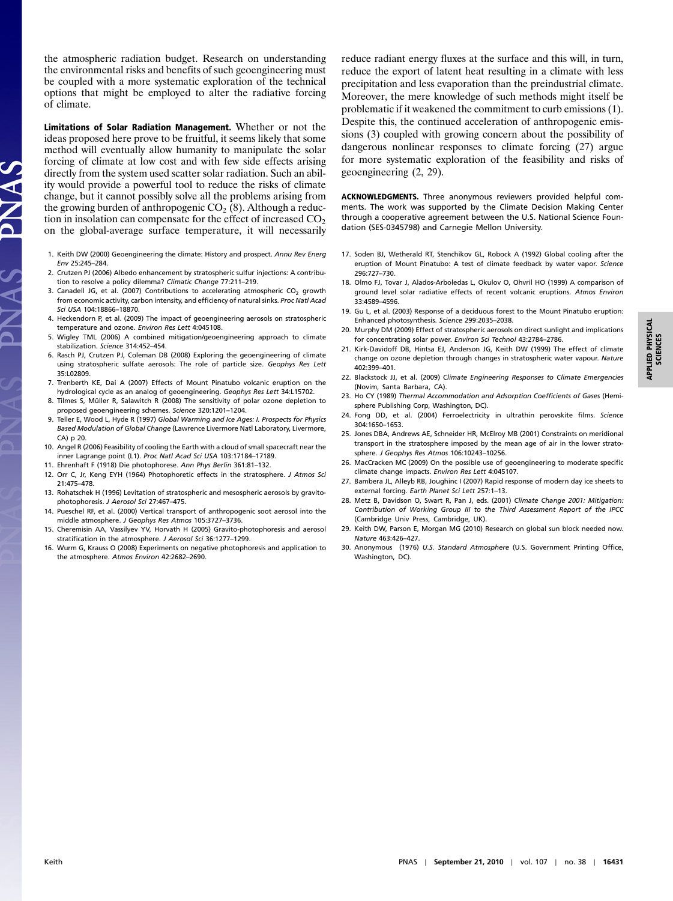the atmospheric radiation budget. Research on understanding the environmental risks and benefits of such geoengineering must be coupled with a more systematic exploration of the technical options that might be employed to alter the radiative forcing of climate.

**Limitations of Solar Radiation Management.** Whether or not the ideas proposed here prove to be fruitful, it seems likely that some method will eventually allow humanity to manipulate the solar forcing of climate at low cost and with few side effects arising directly from the system used scatter solar radiation. Such an ability would provide a powerful tool to reduce the risks of climate change, but it cannot possibly solve all the problems arising from the growing burden of anthropogenic $CO_2$ (8). Although a reduction in insolation can compensate for the effect of increased $CO_2$ on the global-average surface temperature, it will necessarily reduce radiant energy fluxes at the surface and this will, in turn, reduce the export of latent heat resulting in a climate with less precipitation and less evaporation than the preindustrial climate. Moreover, the mere knowledge of such methods might itself be problematic if it weakened the commitment to curb emissions (1). Despite this, the continued acceleration of anthropogenic emissions (3) coupled with growing concern about the possibility of dangerous nonlinear responses to climate forcing (27) argue for more systematic exploration of the feasibility and risks of geoengineering (2, 29).

**ACKNOWLEDGMENTS.** Three anonymous reviewers provided helpful comments. The work was supported by the Climate Decision Making Center through a cooperative agreement between the U.S. National Science Foundation (SES-0345798) and Carnegie Mellon University.

1. Keith DW (2000) Geoengineering the climate: History and prospect. *Annu Rev Energ Env* 25:245–284.
2. Crutzen PJ (2006) Albedo enhancement by stratospheric sulfur injections: A contribution to resolve a policy dilemma? *Climatic Change* 77:211–219.
3. Canadell JG, et al. (2007) Contributions to accelerating atmospheric $CO_2$ growth from economic activity, carbon intensity, and efficiency of natural sinks. *Proc Natl Acad Sci USA* 104:18866–18870.
4. Heckendorn P, et al. (2009) The impact of geoengineering aerosols on stratospheric temperature and ozone. *Environ Res Lett* 4:045108.
5. Wigley TML (2006) A combined mitigation/geoengineering approach to climate stabilization. *Science* 314:452–454.
6. Rasch PJ, Crutzen PJ, Coleman DB (2008) Exploring the geoengineering of climate using stratospheric sulfate aerosols: The role of particle size. *Geophys Res Lett* 35:L02809.
7. Trenberth KE, Dai A (2007) Effects of Mount Pinatubo volcanic eruption on the hydrological cycle as an analog of geoengineering. *Geophys Res Lett* 34:L15702.
8. Tilmes S, Müller R, Salawitch R (2008) The sensitivity of polar ozone depletion to proposed geoengineering schemes. *Science* 320:1201–1204.
9. Teller E, Wood L, Hyde R (1997) *Global Warming and Ice Ages: I. Prospects for Physics Based Modulation of Global Change* (Lawrence Livermore Natl Laboratory, Livermore, CA) p 20.
10. Angel R (2006) Feasibility of cooling the Earth with a cloud of small spacecraft near the inner Lagrange point (L1). *Proc Natl Acad Sci USA* 103:17184–17189.
11. Ehrenhaft F (1918) Die photophorese. *Ann Phys Berlin* 361:81–132.
12. Orr C, Jr, Keng EYH (1964) Photophoretic effects in the stratosphere. *J Atmos Sci* 21:475–478.
13. Rohatschek H (1996) Levitation of stratospheric and mesospheric aerosols by gravito-photophoresis. *J Aerosol Sci* 27:467–475.
14. Pueschel RF, et al. (2000) Vertical transport of anthropogenic soot aerosol into the middle atmosphere. *J Geophys Res Atmos* 105:3727–3736.
15. Cheremisin AA, Vassilyev YV, Horvath H (2005) Gravito-photophoresis and aerosol stratification in the atmosphere. *J Aerosol Sci* 36:1277–1299.
16. Wurm G, Krauss O (2008) Experiments on negative photophoresis and application to the atmosphere. *Atmos Environ* 42:2682–2690.
17. Soden BJ, Wetherald RT, Stenchikov GL, Robock A (1992) Global cooling after the eruption of Mount Pinatubo: A test of climate feedback by water vapor. *Science* 296:727–730.
18. Olmo FJ, Tovar J, Alados-Arboledas L, Okulov O, Ohvril HO (1999) A comparison of ground level solar radiative effects of recent volcanic eruptions. *Atmos Environ* 33:4589–4596.
19. Gu L, et al. (2003) Response of a deciduous forest to the Mount Pinatubo eruption: Enhanced photosynthesis. *Science* 299:2035–2038.
20. Murphy DM (2009) Effect of stratospheric aerosols on direct sunlight and implications for concentrating solar power. *Environ Sci Technol* 43:2784–2786.
21. Kirk-Davidoff DB, Hintsa EJ, Anderson JG, Keith DW (1999) The effect of climate change on ozone depletion through changes in stratospheric water vapour. *Nature* 402:399–401.
22. Blackstock JJ, et al. (2009) *Climate Engineering Responses to Climate Emergencies* (Novim, Santa Barbara, CA).
23. Ho CY (1989) *Thermal Accommodation and Adsorption Coefficients of Gases* (Hemisphere Publishing Corp, Washington, DC).
24. Fong DD, et al. (2004) Ferroelectricity in ultrathin perovskite films. *Science* 304:1650–1653.
25. Jones DBA, Andrews AE, Schneider HR, McElroy MB (2001) Constraints on meridional transport in the stratosphere imposed by the mean age of air in the lower stratosphere. *J Geophys Res Atmos* 106:10243–10256.
26. MacCracken MC (2009) On the possible use of geoengineering to moderate specific climate change impacts. *Environ Res Lett* 4:045107.
27. Bambera JL, Alleyb RB, Joughinc I (2007) Rapid response of modern day ice sheets to external forcing. *Earth Planet Sci Lett* 257:1–13.
28. Metz B, Davidson O, Swart R, Pan J, eds. (2001) *Climate Change 2001: Mitigation: Contribution of Working Group III to the Third Assessment Report of the IPCC* (Cambridge Univ Press, Cambridge, UK).
29. Keith DW, Parson E, Morgan MG (2010) Research on global sun block needed now. *Nature* 463:426–427.
30. Anonymous (1976) *U.S. Standard Atmosphere* (U.S. Government Printing Office, Washington, DC).